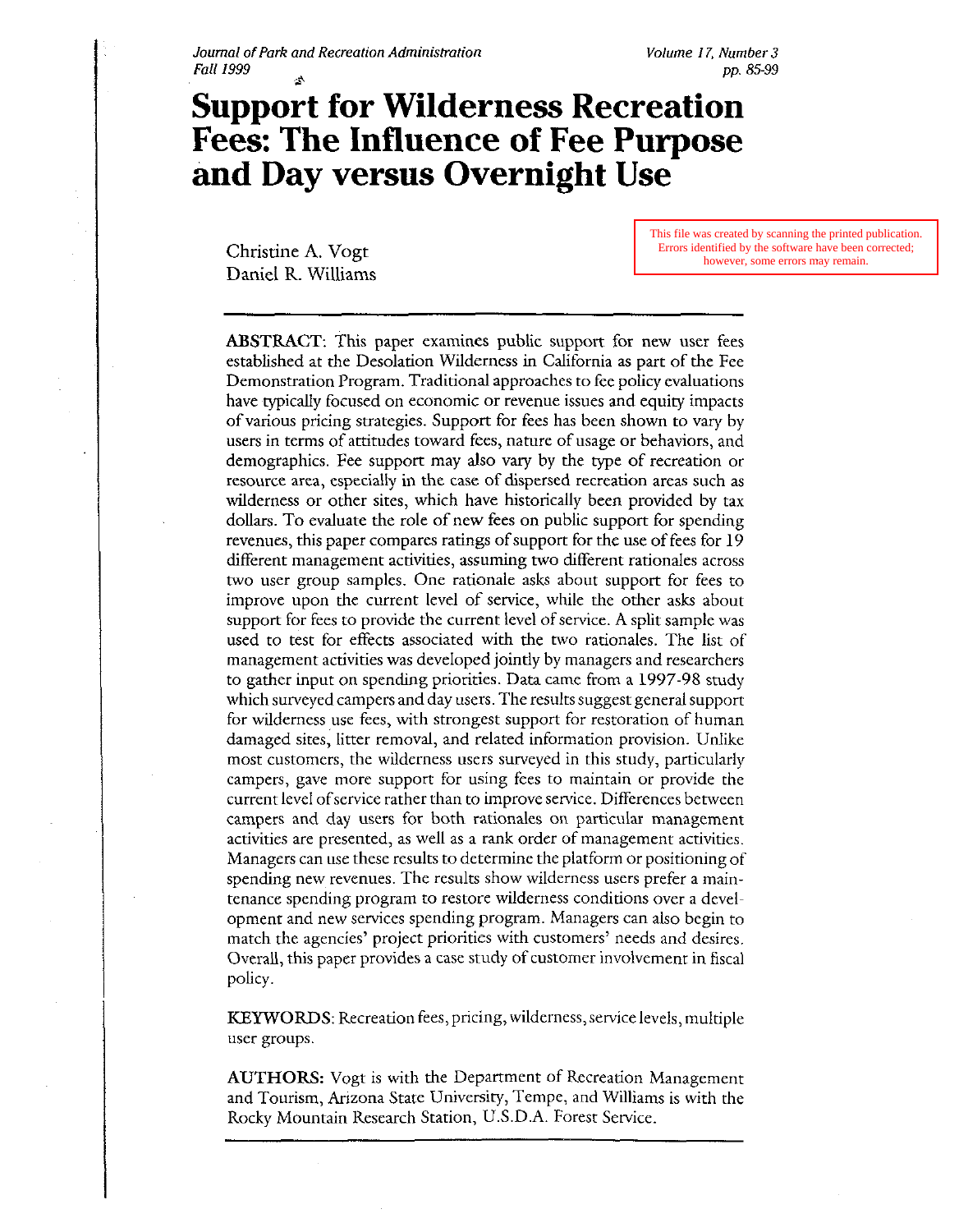# Support for Wilderness Recreation Fees: The Influence of Fee Purpose and Day versus Overnight Use

This file was created by scanning the printed publication. Errors identified by the software have been corrected; however, some errors may remain.

Christine A. Vogt
Daniel R. Williams

---

**ABSTRACT**: This paper examines public support for new user fees established at the Desolation Wilderness in California as part of the Fee Demonstration Program. Traditional approaches to fee policy evaluations have typically focused on economic or revenue issues and equity impacts of various pricing strategies. Support for fees has been shown to vary by users in terms of attitudes toward fees, nature of usage or behaviors, and demographics. Fee support may also vary by the type of recreation or resource area, especially in the case of dispersed recreation areas such as wilderness or other sites, which have historically been provided by tax dollars. To evaluate the role of new fees on public support for spending revenues, this paper compares ratings of support for the use of fees for 19 different management activities, assuming two different rationales across two user group samples. One rationale asks about support for fees to improve upon the current level of service, while the other asks about support for fees to provide the current level of service. A split sample was used to test for effects associated with the two rationales. The list of management activities was developed jointly by managers and researchers to gather input on spending priorities. Data came from a 1997-98 study which surveyed campers and day users. The results suggest general support for wilderness use fees, with strongest support for restoration of human damaged sites, litter removal, and related information provision. Unlike most customers, the wilderness users surveyed in this study, particularly campers, gave more support for using fees to maintain or provide the current level of service rather than to improve service. Differences between campers and day users for both rationales on particular management activities are presented, as well as a rank order of management activities. Managers can use these results to determine the platform or positioning of spending new revenues. The results show wilderness users prefer a maintenance spending program to restore wilderness conditions over a development and new services spending program. Managers can also begin to match the agencies' project priorities with customers' needs and desires. Overall, this paper provides a case study of customer involvement in fiscal policy.

**KEYWORDS**: Recreation fees, pricing, wilderness, service levels, multiple user groups.

**AUTHORS:** Vogt is with the Department of Recreation Management and Tourism, Arizona State University, Tempe, and Williams is with the Rocky Mountain Research Station, U.S.D.A. Forest Service.

---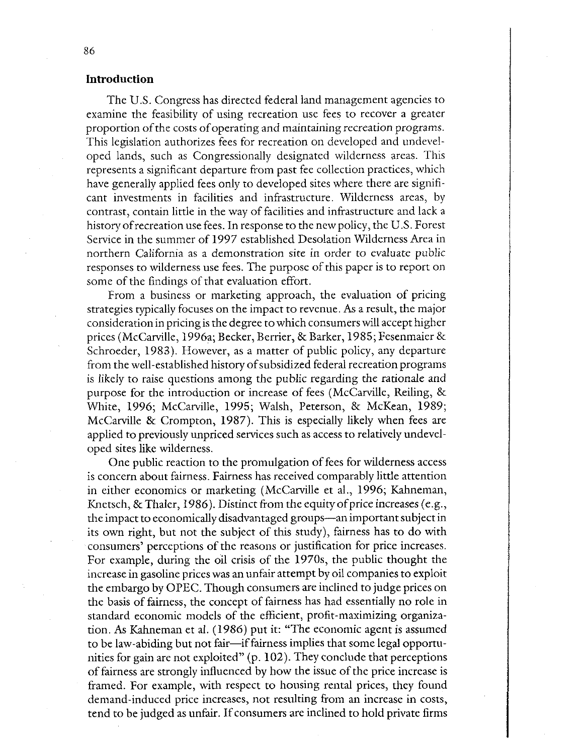## Introduction

The U.S. Congress has directed federal land management agencies to examine the feasibility of using recreation use fees to recover a greater proportion of the costs of operating and maintaining recreation programs. This legislation authorizes fees for recreation on developed and undeveloped lands, such as Congressionally designated wilderness areas. This represents a significant departure from past fee collection practices, which have generally applied fees only to developed sites where there are significant investments in facilities and infrastructure. Wilderness areas, by contrast, contain little in the way of facilities and infrastructure and lack a history of recreation use fees. In response to the new policy, the U.S. Forest Service in the summer of 1997 established Desolation Wilderness Area in northern California as a demonstration site in order to evaluate public responses to wilderness use fees. The purpose of this paper is to report on some of the findings of that evaluation effort.

From a business or marketing approach, the evaluation of pricing strategies typically focuses on the impact to revenue. As a result, the major consideration in pricing is the degree to which consumers will accept higher prices (McCarville, 1996a; Becker, Berrier, & Barker, 1985; Fesenmaier & Schroeder, 1983). However, as a matter of public policy, any departure from the well-established history of subsidized federal recreation programs is likely to raise questions among the public regarding the rationale and purpose for the introduction or increase of fees (McCarville, Reiling, & White, 1996; McCarville, 1995; Walsh, Peterson, & McKean, 1989; McCarville & Crompton, 1987). This is especially likely when fees are applied to previously unpriced services such as access to relatively undeveloped sites like wilderness.

One public reaction to the promulgation of fees for wilderness access is concern about fairness. Fairness has received comparably little attention in either economics or marketing (McCarville et al., 1996; Kahneman, Knetsch, & Thaler, 1986). Distinct from the equity of price increases (e.g., the impact to economically disadvantaged groups—an important subject in its own right, but not the subject of this study), fairness has to do with consumers' perceptions of the reasons or justification for price increases. For example, during the oil crisis of the 1970s, the public thought the increase in gasoline prices was an unfair attempt by oil companies to exploit the embargo by OPEC. Though consumers are inclined to judge prices on the basis of fairness, the concept of fairness has had essentially no role in standard economic models of the efficient, profit-maximizing organization. As Kahneman et al. (1986) put it: "The economic agent is assumed to be law-abiding but not fair—if fairness implies that some legal opportunities for gain are not exploited" (p. 102). They conclude that perceptions of fairness are strongly influenced by how the issue of the price increase is framed. For example, with respect to housing rental prices, they found demand-induced price increases, not resulting from an increase in costs, tend to be judged as unfair. If consumers are inclined to hold private firms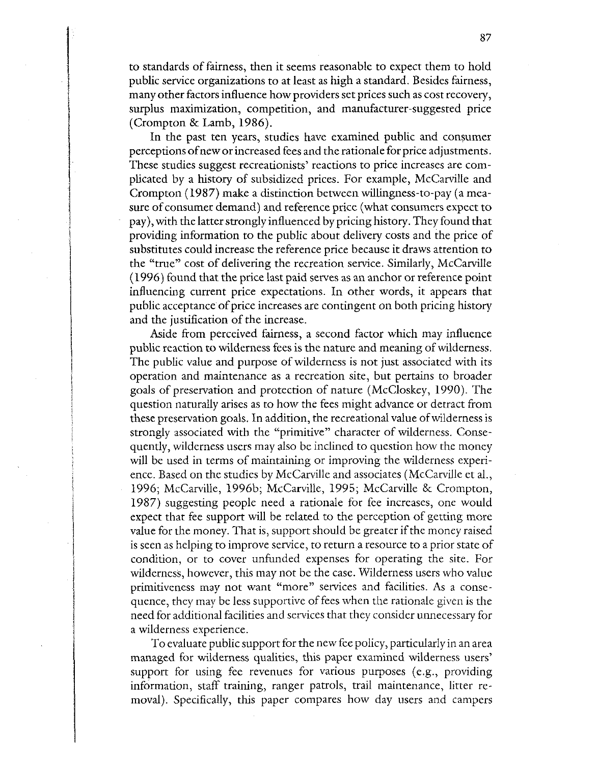to standards of fairness, then it seems reasonable to expect them to hold public service organizations to at least as high a standard. Besides fairness, many other factors influence how providers set prices such as cost recovery, surplus maximization, competition, and manufacturer-suggested price (Crompton & Lamb, 1986).

In the past ten years, studies have examined public and consumer perceptions of new or increased fees and the rationale for price adjustments. These studies suggest recreationists' reactions to price increases are complicated by a history of subsidized prices. For example, McCarville and Crompton (1987) make a distinction between willingness-to-pay (a measure of consumer demand) and reference price (what consumers expect to pay), with the latter strongly influenced by pricing history. They found that providing information to the public about delivery costs and the price of substitutes could increase the reference price because it draws attention to the "true" cost of delivering the recreation service. Similarly, McCarville (1996) found that the price last paid serves as an anchor or reference point influencing current price expectations. In other words, it appears that public acceptance of price increases are contingent on both pricing history and the justification of the increase.

Aside from perceived fairness, a second factor which may influence public reaction to wilderness fees is the nature and meaning of wilderness. The public value and purpose of wilderness is not just associated with its operation and maintenance as a recreation site, but pertains to broader goals of preservation and protection of nature (McCloskey, 1990). The question naturally arises as to how the fees might advance or detract from these preservation goals. In addition, the recreational value of wilderness is strongly associated with the "primitive" character of wilderness. Consequently, wilderness users may also be inclined to question how the money will be used in terms of maintaining or improving the wilderness experience. Based on the studies by McCarville and associates (McCarville et al., 1996; McCarville, 1996b; McCarville, 1995; McCarville & Crompton, 1987) suggesting people need a rationale for fee increases, one would expect that fee support will be related to the perception of getting more value for the money. That is, support should be greater if the money raised is seen as helping to improve service, to return a resource to a prior state of condition, or to cover unfunded expenses for operating the site. For wilderness, however, this may not be the case. Wilderness users who value primitiveness may not want "more" services and facilities. As a consequence, they may be less supportive of fees when the rationale given is the need for additional facilities and services that they consider unnecessary for a wilderness experience.

To evaluate public support for the new fee policy, particularly in an area managed for wilderness qualities, this paper examined wilderness users' support for using fee revenues for various purposes (e.g., providing information, staff training, ranger patrols, trail maintenance, litter removal). Specifically, this paper compares how day users and campers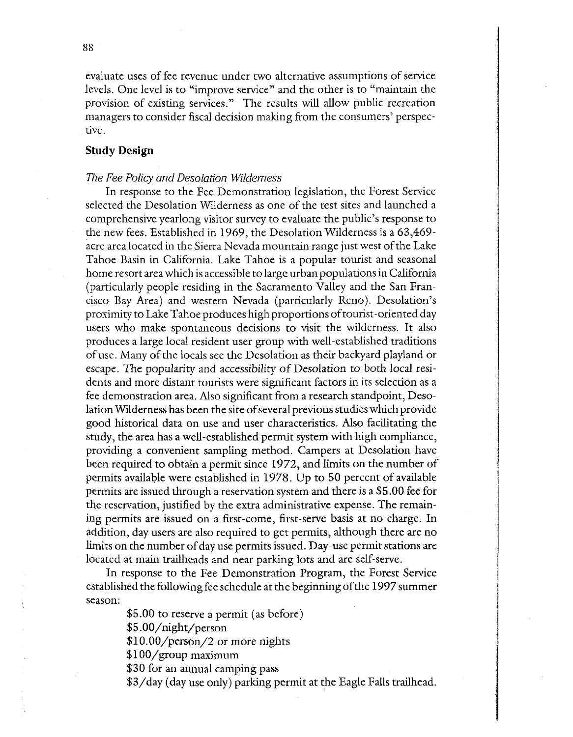evaluate uses of fee revenue under two alternative assumptions of service levels. One level is to "improve service" and the other is to "maintain the provision of existing services." The results will allow public recreation managers to consider fiscal decision making from the consumers' perspective.

## Study Design

### *The Fee Policy and Desolation Wilderness*

In response to the Fee Demonstration legislation, the Forest Service selected the Desolation Wilderness as one of the test sites and launched a comprehensive yearlong visitor survey to evaluate the public's response to the new fees. Established in 1969, the Desolation Wilderness is a 63,469-acre area located in the Sierra Nevada mountain range just west of the Lake Tahoe Basin in California. Lake Tahoe is a popular tourist and seasonal home resort area which is accessible to large urban populations in California (particularly people residing in the Sacramento Valley and the San Francisco Bay Area) and western Nevada (particularly Reno). Desolation's proximity to Lake Tahoe produces high proportions of tourist-oriented day users who make spontaneous decisions to visit the wilderness. It also produces a large local resident user group with well-established traditions of use. Many of the locals see the Desolation as their backyard playland or escape. The popularity and accessibility of Desolation to both local residents and more distant tourists were significant factors in its selection as a fee demonstration area. Also significant from a research standpoint, Desolation Wilderness has been the site of several previous studies which provide good historical data on use and user characteristics. Also facilitating the study, the area has a well-established permit system with high compliance, providing a convenient sampling method. Campers at Desolation have been required to obtain a permit since 1972, and limits on the number of permits available were established in 1978. Up to 50 percent of available permits are issued through a reservation system and there is a $5.00 fee for the reservation, justified by the extra administrative expense. The remaining permits are issued on a first-come, first-serve basis at no charge. In addition, day users are also required to get permits, although there are no limits on the number of day use permits issued. Day-use permit stations are located at main trailheads and near parking lots and are self-serve.

In response to the Fee Demonstration Program, the Forest Service established the following fee schedule at the beginning of the 1997 summer season:

- $5.00 to reserve a permit (as before)
- $5.00/night/person
- $10.00/person/2 or more nights
- $100/group maximum
- $30 for an annual camping pass
- $3/day (day use only) parking permit at the Eagle Falls trailhead.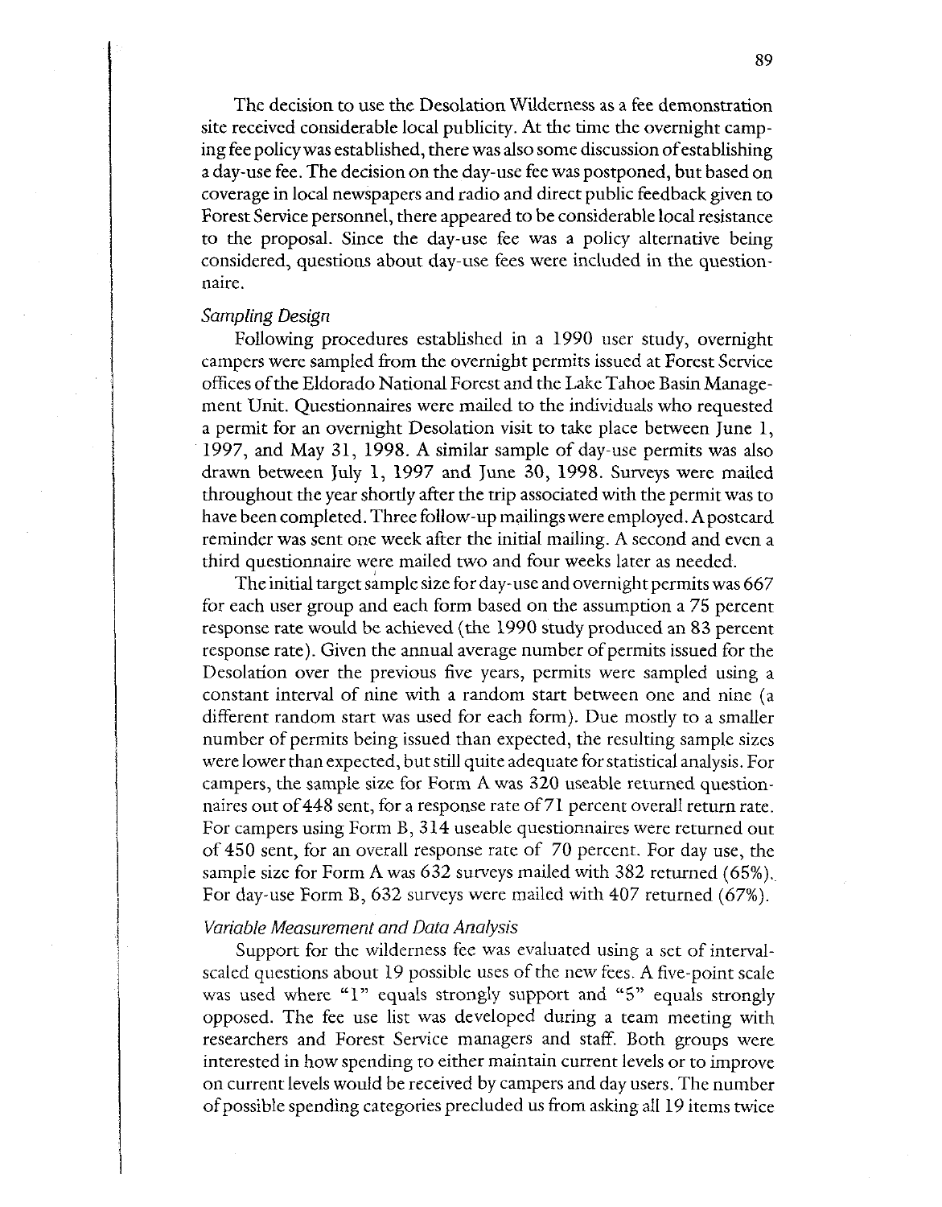The decision to use the Desolation Wilderness as a fee demonstration site received considerable local publicity. At the time the overnight camping fee policy was established, there was also some discussion of establishing a day-use fee. The decision on the day-use fee was postponed, but based on coverage in local newspapers and radio and direct public feedback given to Forest Service personnel, there appeared to be considerable local resistance to the proposal. Since the day-use fee was a policy alternative being considered, questions about day-use fees were included in the questionnaire.

### *Sampling Design*

Following procedures established in a 1990 user study, overnight campers were sampled from the overnight permits issued at Forest Service offices of the Eldorado National Forest and the Lake Tahoe Basin Management Unit. Questionnaires were mailed to the individuals who requested a permit for an overnight Desolation visit to take place between June 1, 1997, and May 31, 1998. A similar sample of day-use permits was also drawn between July 1, 1997 and June 30, 1998. Surveys were mailed throughout the year shortly after the trip associated with the permit was to have been completed. Three follow-up mailings were employed. A postcard reminder was sent one week after the initial mailing. A second and even a third questionnaire were mailed two and four weeks later as needed.

The initial target sample size for day-use and overnight permits was 667 for each user group and each form based on the assumption a 75 percent response rate would be achieved (the 1990 study produced an 83 percent response rate). Given the annual average number of permits issued for the Desolation over the previous five years, permits were sampled using a constant interval of nine with a random start between one and nine (a different random start was used for each form). Due mostly to a smaller number of permits being issued than expected, the resulting sample sizes were lower than expected, but still quite adequate for statistical analysis. For campers, the sample size for Form A was 320 useable returned questionnaires out of 448 sent, for a response rate of 71 percent overall return rate. For campers using Form B, 314 useable questionnaires were returned out of 450 sent, for an overall response rate of 70 percent. For day use, the sample size for Form A was 632 surveys mailed with 382 returned (65%). For day-use Form B, 632 surveys were mailed with 407 returned (67%).

### *Variable Measurement and Data Analysis*

Support for the wilderness fee was evaluated using a set of interval-scaled questions about 19 possible uses of the new fees. A five-point scale was used where "1" equals strongly support and "5" equals strongly opposed. The fee use list was developed during a team meeting with researchers and Forest Service managers and staff. Both groups were interested in how spending to either maintain current levels or to improve on current levels would be received by campers and day users. The number of possible spending categories precluded us from asking all 19 items twice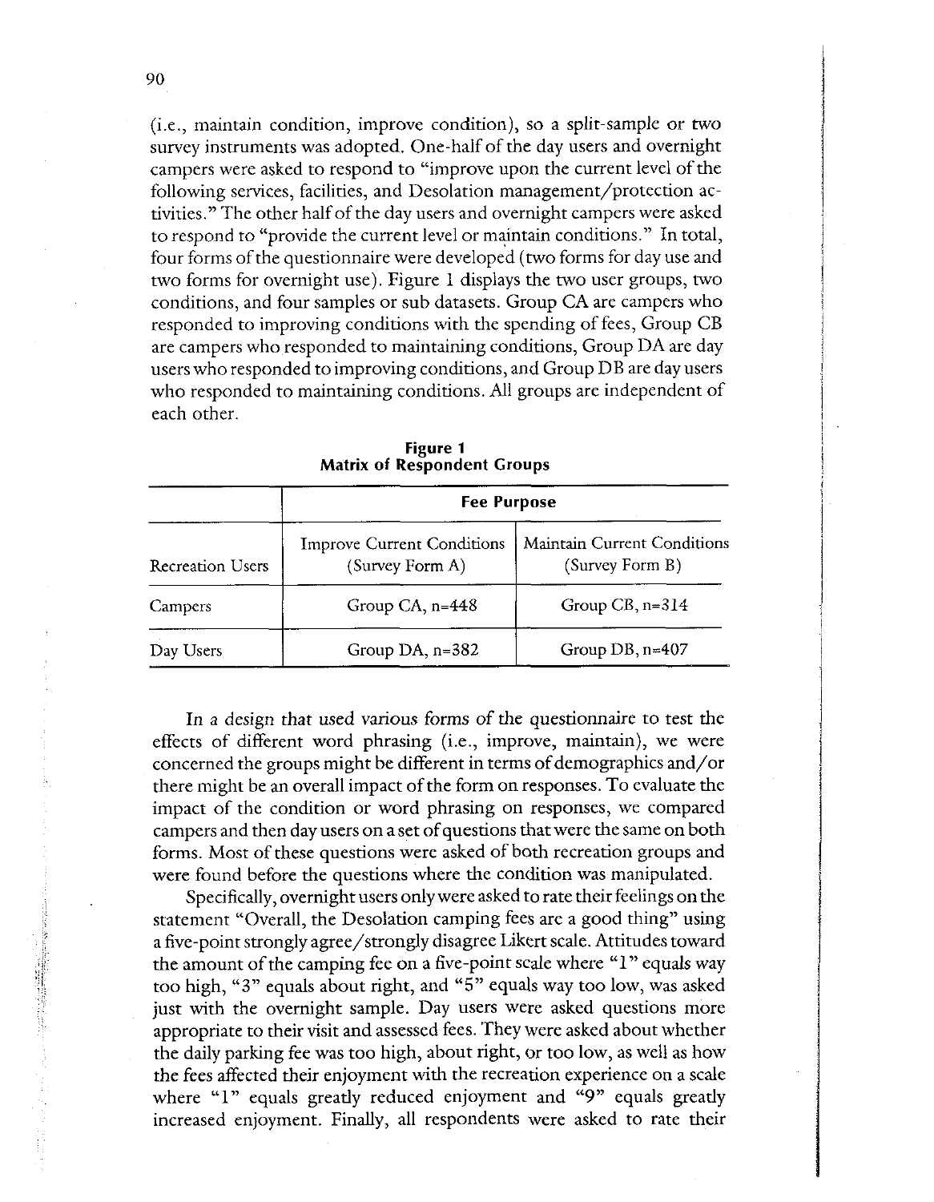(i.e., maintain condition, improve condition), so a split-sample or two survey instruments was adopted. One-half of the day users and overnight campers were asked to respond to "improve upon the current level of the following services, facilities, and Desolation management/protection activities." The other half of the day users and overnight campers were asked to respond to "provide the current level or maintain conditions." In total, four forms of the questionnaire were developed (two forms for day use and two forms for overnight use). Figure 1 displays the two user groups, two conditions, and four samples or sub datasets. Group CA are campers who responded to improving conditions with the spending of fees, Group CB are campers who responded to maintaining conditions, Group DA are day users who responded to improving conditions, and Group DB are day users who responded to maintaining conditions. All groups are independent of each other.

**Figure 1**
**Matrix of Respondent Groups**

| | **Fee Purpose** | |
|---|---|---|
| Recreation Users | Improve Current Conditions (Survey Form A) | Maintain Current Conditions (Survey Form B) |
| Campers | Group CA, n=448 | Group CB, n=314 |
| Day Users | Group DA, n=382 | Group DB, n=407 |

In a design that used various forms of the questionnaire to test the effects of different word phrasing (i.e., improve, maintain), we were concerned the groups might be different in terms of demographics and/or there might be an overall impact of the form on responses. To evaluate the impact of the condition or word phrasing on responses, we compared campers and then day users on a set of questions that were the same on both forms. Most of these questions were asked of both recreation groups and were found before the questions where the condition was manipulated.

Specifically, overnight users only were asked to rate their feelings on the statement "Overall, the Desolation camping fees are a good thing" using a five-point strongly agree/strongly disagree Likert scale. Attitudes toward the amount of the camping fee on a five-point scale where "1" equals way too high, "3" equals about right, and "5" equals way too low, was asked just with the overnight sample. Day users were asked questions more appropriate to their visit and assessed fees. They were asked about whether the daily parking fee was too high, about right, or too low, as well as how the fees affected their enjoyment with the recreation experience on a scale where "1" equals greatly reduced enjoyment and "9" equals greatly increased enjoyment. Finally, all respondents were asked to rate their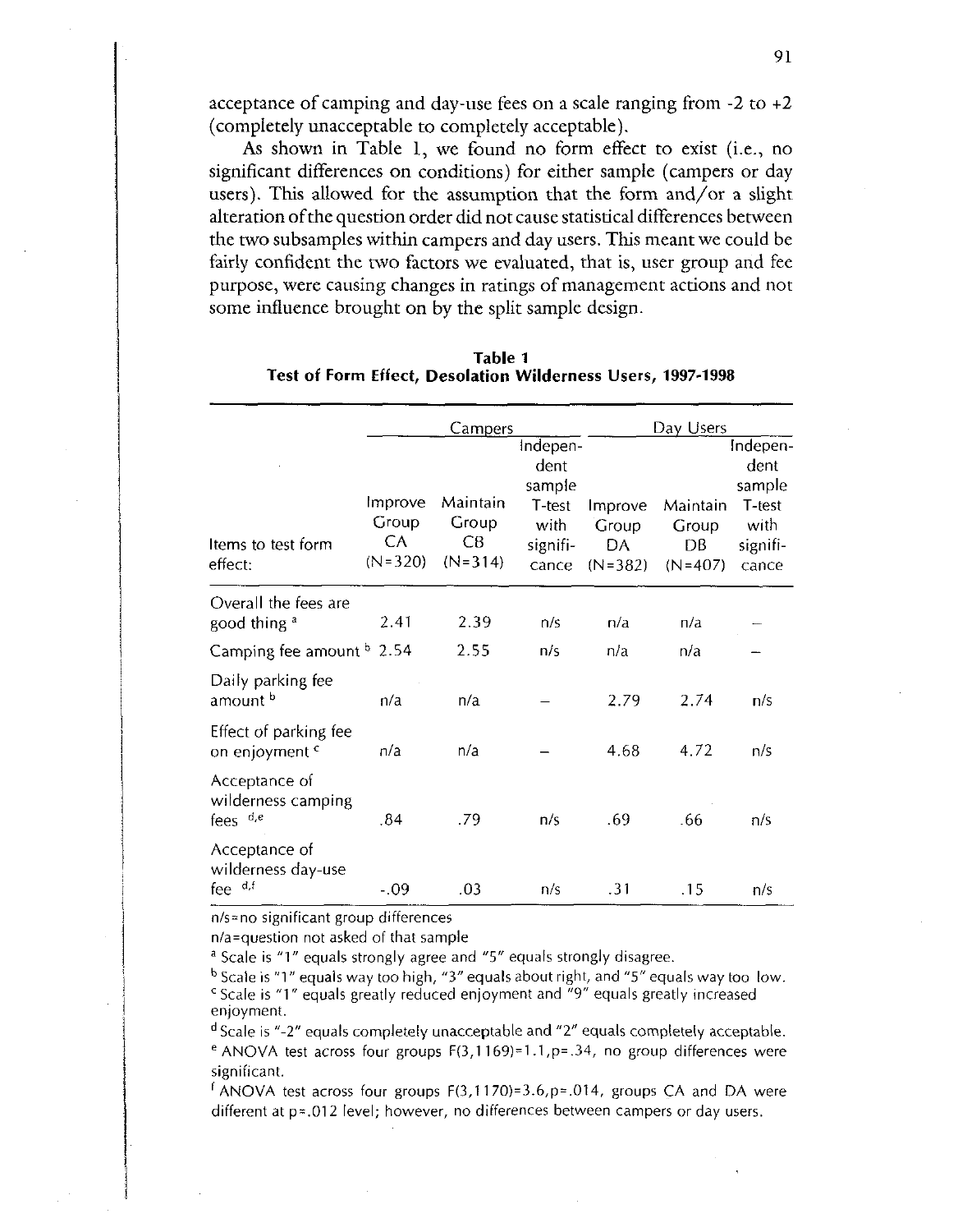acceptance of camping and day-use fees on a scale ranging from -2 to +2 (completely unacceptable to completely acceptable).

As shown in Table 1, we found no form effect to exist (i.e., no significant differences on conditions) for either sample (campers or day users). This allowed for the assumption that the form and/or a slight alteration of the question order did not cause statistical differences between the two subsamples within campers and day users. This meant we could be fairly confident the two factors we evaluated, that is, user group and fee purpose, were causing changes in ratings of management actions and not some influence brought on by the split sample design.

**Table 1**
**Test of Form Effect, Desolation Wilderness Users, 1997-1998**

| Items to test form effect: | Campers | | | Day Users | | |
|---|---|---|---|---|---|---|
| | Improve Group CA (N=320) | Maintain Group CB (N=314) | Independent sample T-test with significance | Improve Group DA (N=382) | Maintain Group DB (N=407) | Independent sample T-test with significance |
| Overall the fees are good thing [a] | 2.41 | 2.39 | n/s | n/a | n/a | — |
| Camping fee amount [b] | 2.54 | 2.55 | n/s | n/a | n/a | — |
| Daily parking fee amount [b] | n/a | n/a | — | 2.79 | 2.74 | n/s |
| Effect of parking fee on enjoyment [c] | n/a | n/a | — | 4.68 | 4.72 | n/s |
| Acceptance of wilderness camping fees [d,e] | .84 | .79 | n/s | .69 | .66 | n/s |
| Acceptance of wilderness day-use fee [d,f] | -.09 | .03 | n/s | .31 | .15 | n/s |

n/s=no significant group differences

n/a=question not asked of that sample

[a] Scale is "1" equals strongly agree and "5" equals strongly disagree.

[b] Scale is "1" equals way too high, "3" equals about right, and "5" equals way too low.

[c] Scale is "1" equals greatly reduced enjoyment and "9" equals greatly increased enjoyment.

[d] Scale is "-2" equals completely unacceptable and "2" equals completely acceptable.

[e] ANOVA test across four groups $F(3,1169)=1.1, p=.34$, no group differences were significant.

[f] ANOVA test across four groups $F(3,1170)=3.6, p=.014$, groups CA and DA were different at $p=.012$ level; however, no differences between campers or day users.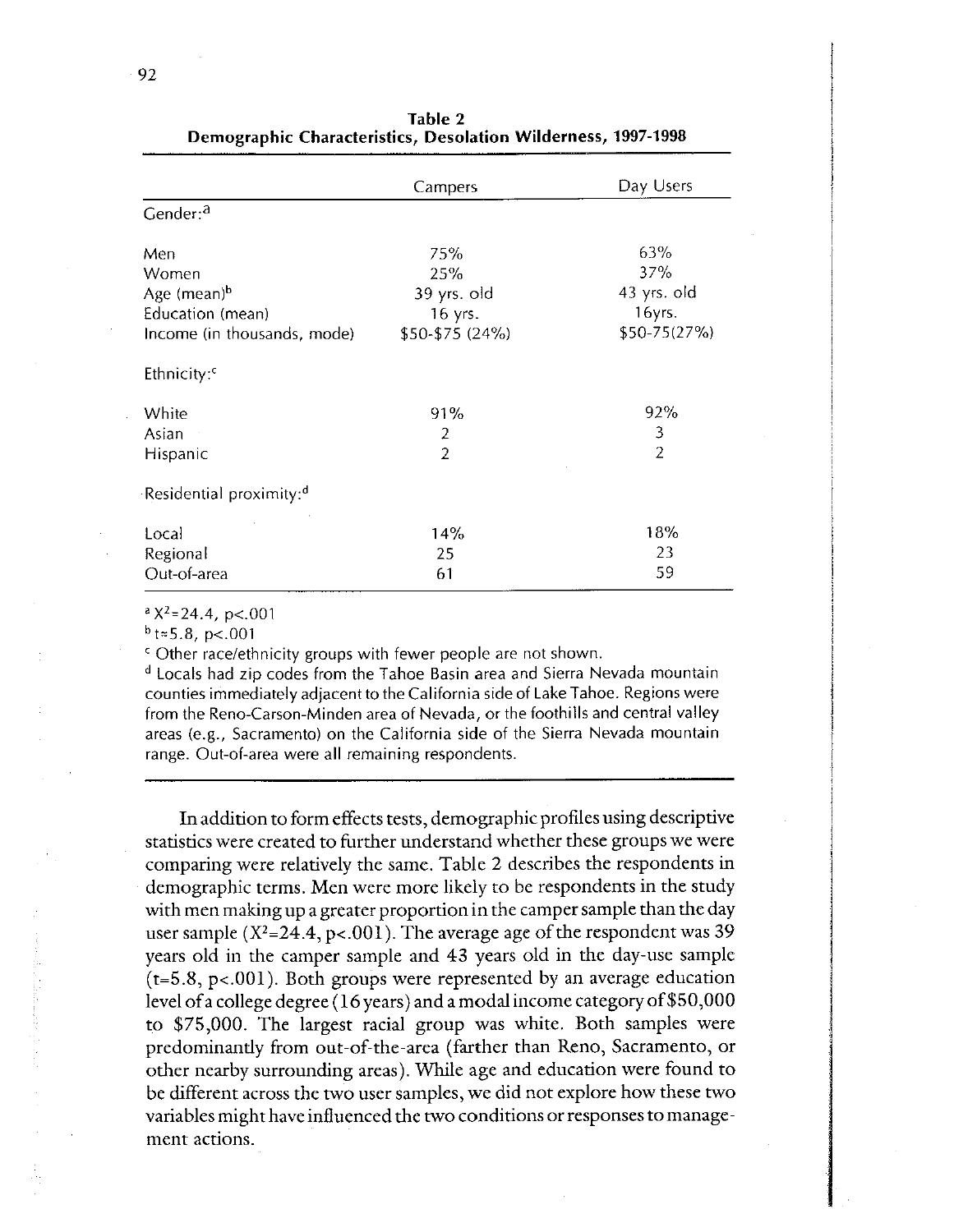**Table 2**
**Demographic Characteristics, Desolation Wilderness, 1997-1998**

| | Campers | Day Users |
|---|---|---|
| Gender:[a] | | |
| Men | 75% | 63% |
| Women | 25% | 37% |
| Age (mean)[b] | 39 yrs. old | 43 yrs. old |
| Education (mean) | 16 yrs. | 16yrs. |
| Income (in thousands, mode) | $50-$75 (24%) | $50-75(27%) |
| Ethnicity:[c] | | |
| White | 91% | 92% |
| Asian | 2 | 3 |
| Hispanic | 2 | 2 |
| Residential proximity:[d] | | |
| Local | 14% | 18% |
| Regional | 25 | 23 |
| Out-of-area | 61 | 59 |

[a] $X^2$=24.4, p<.001

[b] t=5.8, p<.001

[c] Other race/ethnicity groups with fewer people are not shown.

[d] Locals had zip codes from the Tahoe Basin area and Sierra Nevada mountain counties immediately adjacent to the California side of Lake Tahoe. Regions were from the Reno-Carson-Minden area of Nevada, or the foothills and central valley areas (e.g., Sacramento) on the California side of the Sierra Nevada mountain range. Out-of-area were all remaining respondents.

In addition to form effects tests, demographic profiles using descriptive statistics were created to further understand whether these groups we were comparing were relatively the same. Table 2 describes the respondents in demographic terms. Men were more likely to be respondents in the study with men making up a greater proportion in the camper sample than the day user sample ($X^2$=24.4, p<.001). The average age of the respondent was 39 years old in the camper sample and 43 years old in the day-use sample (t=5.8, p<.001). Both groups were represented by an average education level of a college degree (16 years) and a modal income category of $50,000 to $75,000. The largest racial group was white. Both samples were predominantly from out-of-the-area (farther than Reno, Sacramento, or other nearby surrounding areas). While age and education were found to be different across the two user samples, we did not explore how these two variables might have influenced the two conditions or responses to management actions.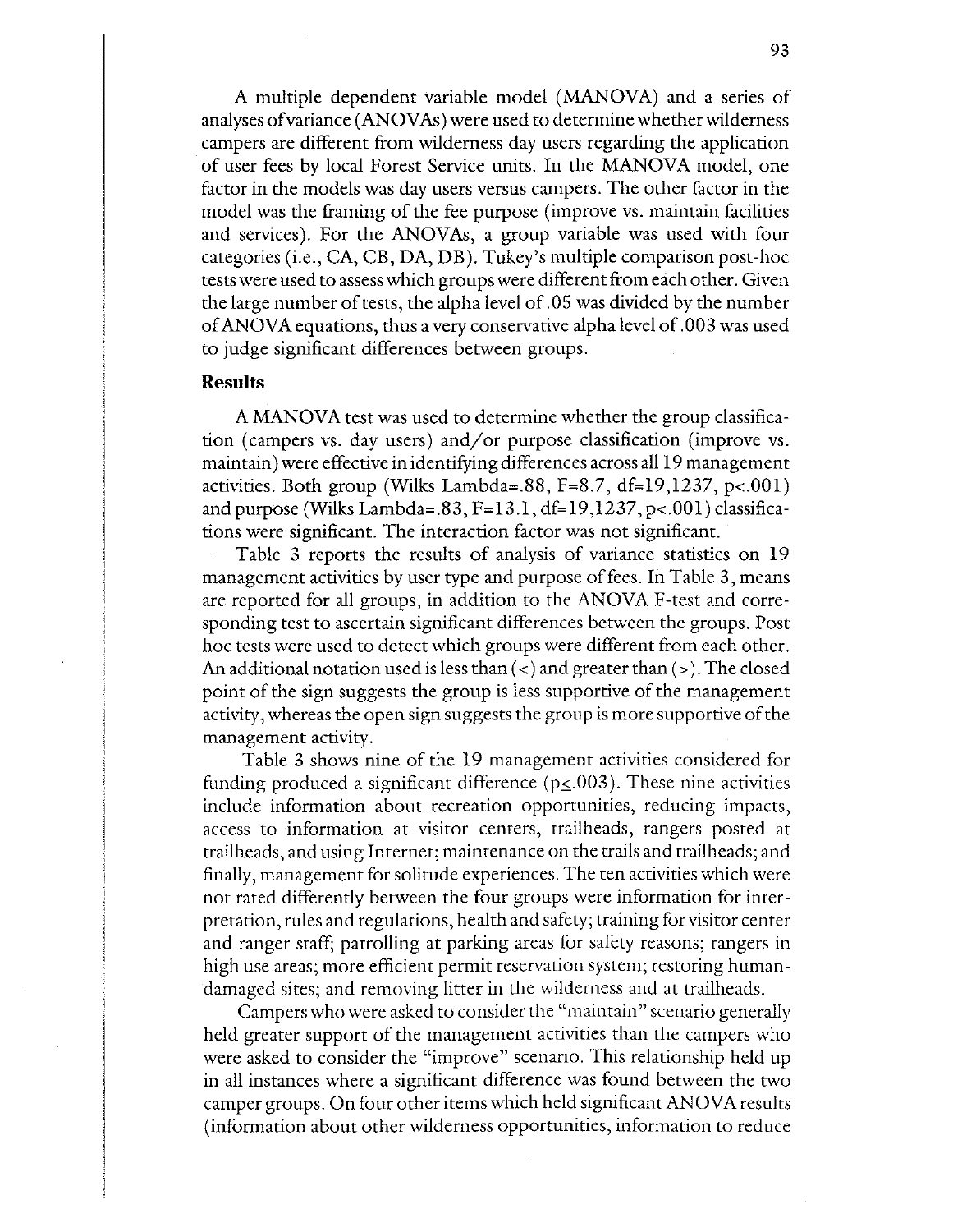A multiple dependent variable model (MANOVA) and a series of analyses of variance (ANOVAs) were used to determine whether wilderness campers are different from wilderness day users regarding the application of user fees by local Forest Service units. In the MANOVA model, one factor in the models was day users versus campers. The other factor in the model was the framing of the fee purpose (improve vs. maintain facilities and services). For the ANOVAs, a group variable was used with four categories (i.e., CA, CB, DA, DB). Tukey's multiple comparison post-hoc tests were used to assess which groups were different from each other. Given the large number of tests, the alpha level of .05 was divided by the number of ANOVA equations, thus a very conservative alpha level of .003 was used to judge significant differences between groups.

### Results

A MANOVA test was used to determine whether the group classification (campers vs. day users) and/or purpose classification (improve vs. maintain) were effective in identifying differences across all 19 management activities. Both group (Wilks Lambda=.88, $F=8.7$, $df=19,1237$, $p<.001$) and purpose (Wilks Lambda=.83, $F=13.1$, $df=19,1237$, $p<.001$) classifications were significant. The interaction factor was not significant.

Table 3 reports the results of analysis of variance statistics on 19 management activities by user type and purpose of fees. In Table 3, means are reported for all groups, in addition to the ANOVA F-test and corresponding test to ascertain significant differences between the groups. Post hoc tests were used to detect which groups were different from each other. An additional notation used is less than (<) and greater than (>). The closed point of the sign suggests the group is less supportive of the management activity, whereas the open sign suggests the group is more supportive of the management activity.

Table 3 shows nine of the 19 management activities considered for funding produced a significant difference ($p\leq.003$). These nine activities include information about recreation opportunities, reducing impacts, access to information at visitor centers, trailheads, rangers posted at trailheads, and using Internet; maintenance on the trails and trailheads; and finally, management for solitude experiences. The ten activities which were not rated differently between the four groups were information for interpretation, rules and regulations, health and safety; training for visitor center and ranger staff; patrolling at parking areas for safety reasons; rangers in high use areas; more efficient permit reservation system; restoring human-damaged sites; and removing litter in the wilderness and at trailheads.

Campers who were asked to consider the "maintain" scenario generally held greater support of the management activities than the campers who were asked to consider the "improve" scenario. This relationship held up in all instances where a significant difference was found between the two camper groups. On four other items which held significant ANOVA results (information about other wilderness opportunities, information to reduce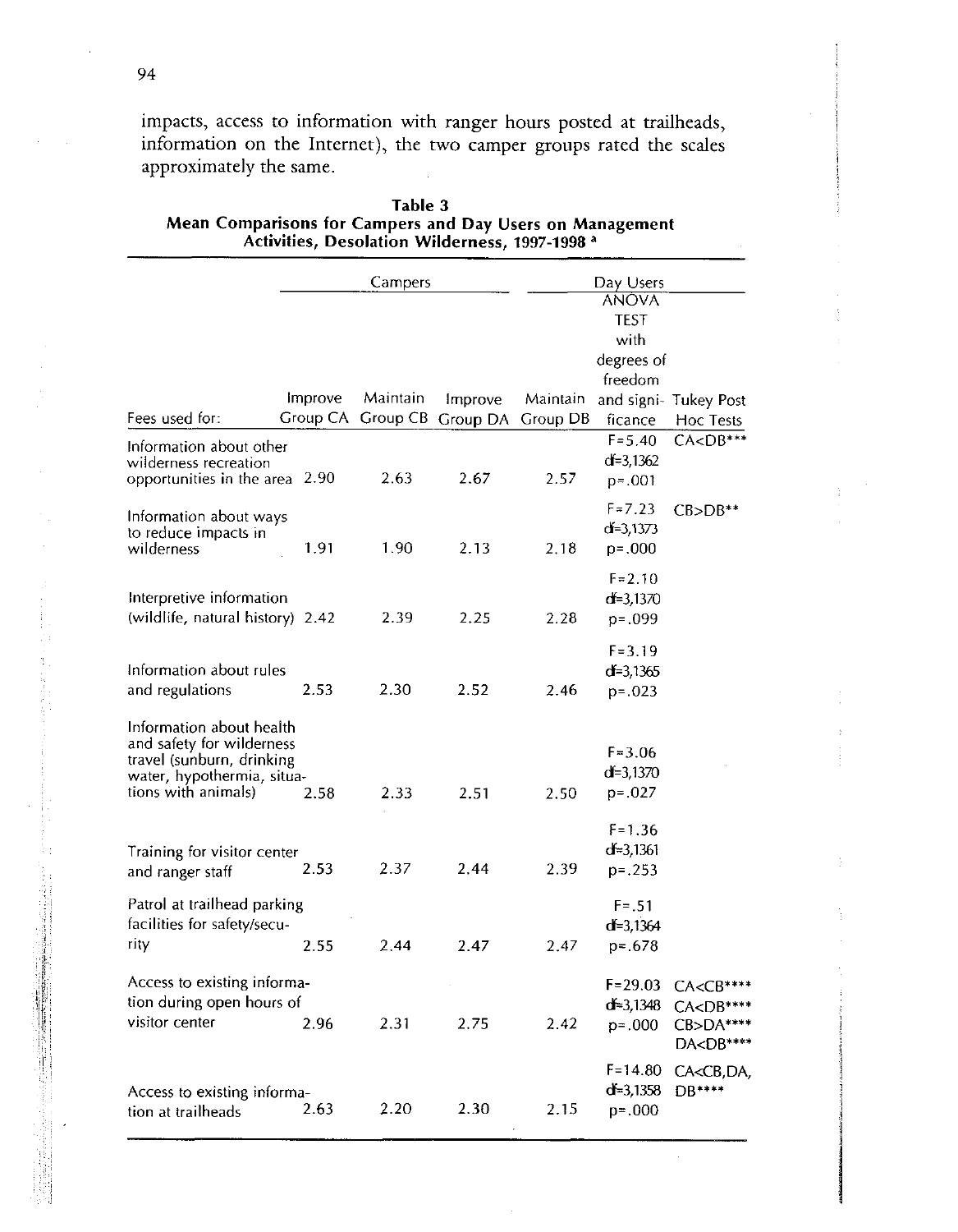impacts, access to information with ranger hours posted at trailheads, information on the Internet), the two camper groups rated the scales approximately the same.

**Table 3**
**Mean Comparisons for Campers and Day Users on Management Activities, Desolation Wilderness, 1997-1998 [a]**

| | Campers | | Day Users | | | |
|---|---|---|---|---|---|---|
| Fees used for: | Improve Group CA | Maintain Group CB | Improve Group DA | Maintain Group DB | ANOVA TEST with degrees of freedom and significance | Tukey Post Hoc Tests |
| Information about other wilderness recreation opportunities in the area | 2.90 | 2.63 | 2.67 | 2.57 | F=5.40 df=3,1362 p=.001 | CA<DB*** |
| Information about ways to reduce impacts in wilderness | 1.91 | 1.90 | 2.13 | 2.18 | F=7.23 df=3,1373 p=.000 | CB>DB** |
| Interpretive information (wildlife, natural history) | 2.42 | 2.39 | 2.25 | 2.28 | F=2.10 df=3,1370 p=.099 | |
| Information about rules and regulations | 2.53 | 2.30 | 2.52 | 2.46 | F=3.19 df=3,1365 p=.023 | |
| Information about health and safety for wilderness travel (sunburn, drinking water, hypothermia, situations with animals) | 2.58 | 2.33 | 2.51 | 2.50 | F=3.06 df=3,1370 p=.027 | |
| Training for visitor center and ranger staff | 2.53 | 2.37 | 2.44 | 2.39 | F=1.36 df=3,1361 p=.253 | |
| Patrol at trailhead parking facilities for safety/security | 2.55 | 2.44 | 2.47 | 2.47 | F=.51 df=3,1364 p=.678 | |
| Access to existing information during open hours of visitor center | 2.96 | 2.31 | 2.75 | 2.42 | F=29.03 df=3,1348 p=.000 | CA<CB**** CA<DB**** CB>DA**** DA<DB**** |
| Access to existing information at trailheads | 2.63 | 2.20 | 2.30 | 2.15 | F=14.80 df=3,1358 p=.000 | CA<CB,DA, DB**** |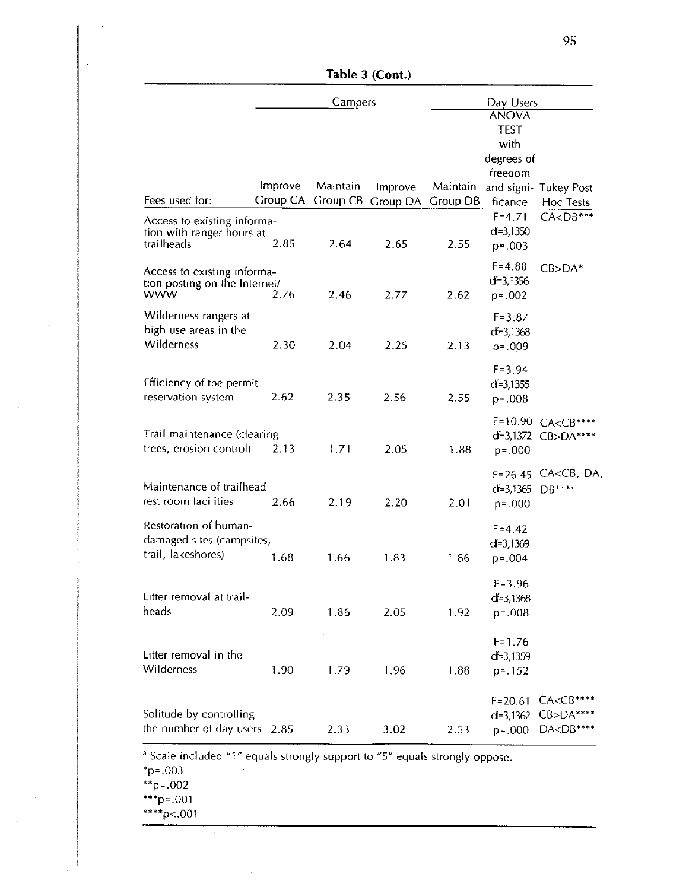**Table 3 (Cont.)**

| | Campers | | Day Users | | | |
|---|---|---|---|---|---|---|
| Fees used for: | Improve Group CA | Maintain Group CB | Improve Group DA | Maintain Group DB | ANOVA TEST with degrees of freedom and significance | Tukey Post Hoc Tests |
| Access to existing information with ranger hours at trailheads | 2.85 | 2.64 | 2.65 | 2.55 | F=4.71 df=3,1350 p=.003 | CA<DB*** |
| Access to existing information posting on the Internet/WWW | 2.76 | 2.46 | 2.77 | 2.62 | F=4.88 df=3,1356 p=.002 | CB>DA* |
| Wilderness rangers at high use areas in the Wilderness | 2.30 | 2.04 | 2.25 | 2.13 | F=3.87 df=3,1368 p=.009 | |
| Efficiency of the permit reservation system | 2.62 | 2.35 | 2.56 | 2.55 | F=3.94 df=3,1355 p=.008 | |
| Trail maintenance (clearing trees, erosion control) | 2.13 | 1.71 | 2.05 | 1.88 | F=10.90 df=3,1372 p=.000 | CA<CB**** CB>DA**** |
| Maintenance of trailhead rest room facilities | 2.66 | 2.19 | 2.20 | 2.01 | F=26.45 df=3,1365 p=.000 | CA<CB, DA, DB**** |
| Restoration of human-damaged sites (campsites, trail, lakeshores) | 1.68 | 1.66 | 1.83 | 1.86 | F=4.42 df=3,1369 p=.004 | |
| Litter removal at trailheads | 2.09 | 1.86 | 2.05 | 1.92 | F=3.96 df=3,1368 p=.008 | |
| Litter removal in the Wilderness | 1.90 | 1.79 | 1.96 | 1.88 | F=1.76 df=3,1359 p=.152 | |
| Solitude by controlling the number of day users | 2.85 | 2.33 | 3.02 | 2.53 | F=20.61 df=3,1362 p=.000 | CA<CB**** CB>DA**** DA<DB**** |

[a] Scale included "1" equals strongly support to "5" equals strongly oppose.
*p=.003
**p=.002
***p=.001
****p<.001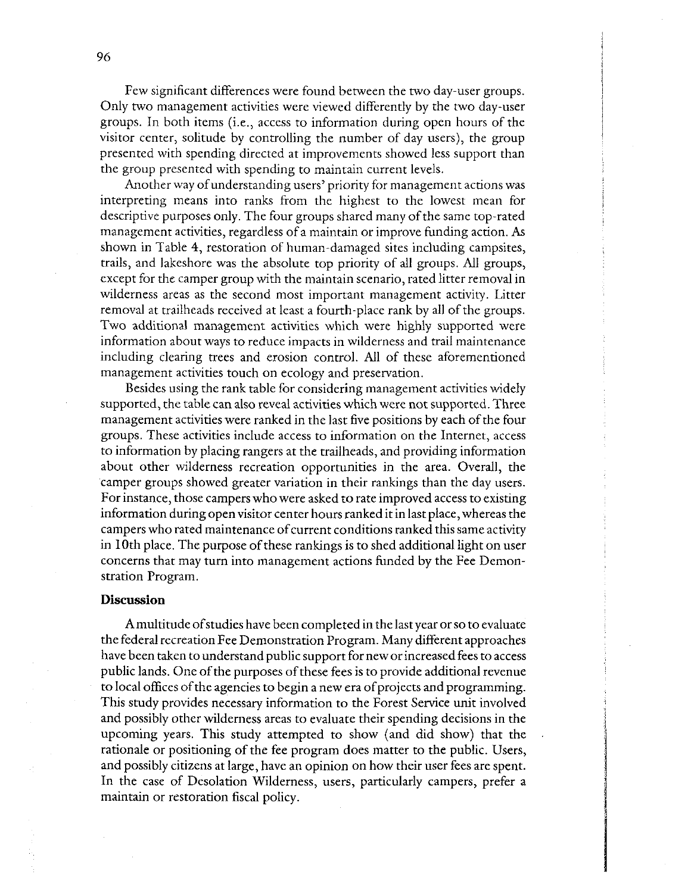Few significant differences were found between the two day-user groups. Only two management activities were viewed differently by the two day-user groups. In both items (i.e., access to information during open hours of the visitor center, solitude by controlling the number of day users), the group presented with spending directed at improvements showed less support than the group presented with spending to maintain current levels.

Another way of understanding users' priority for management actions was interpreting means into ranks from the highest to the lowest mean for descriptive purposes only. The four groups shared many of the same top-rated management activities, regardless of a maintain or improve funding action. As shown in Table 4, restoration of human-damaged sites including campsites, trails, and lakeshore was the absolute top priority of all groups. All groups, except for the camper group with the maintain scenario, rated litter removal in wilderness areas as the second most important management activity. Litter removal at trailheads received at least a fourth-place rank by all of the groups. Two additional management activities which were highly supported were information about ways to reduce impacts in wilderness and trail maintenance including clearing trees and erosion control. All of these aforementioned management activities touch on ecology and preservation.

Besides using the rank table for considering management activities widely supported, the table can also reveal activities which were not supported. Three management activities were ranked in the last five positions by each of the four groups. These activities include access to information on the Internet, access to information by placing rangers at the trailheads, and providing information about other wilderness recreation opportunities in the area. Overall, the camper groups showed greater variation in their rankings than the day users. For instance, those campers who were asked to rate improved access to existing information during open visitor center hours ranked it in last place, whereas the campers who rated maintenance of current conditions ranked this same activity in 10th place. The purpose of these rankings is to shed additional light on user concerns that may turn into management actions funded by the Fee Demonstration Program.

### Discussion

A multitude of studies have been completed in the last year or so to evaluate the federal recreation Fee Demonstration Program. Many different approaches have been taken to understand public support for new or increased fees to access public lands. One of the purposes of these fees is to provide additional revenue to local offices of the agencies to begin a new era of projects and programming. This study provides necessary information to the Forest Service unit involved and possibly other wilderness areas to evaluate their spending decisions in the upcoming years. This study attempted to show (and did show) that the rationale or positioning of the fee program does matter to the public. Users, and possibly citizens at large, have an opinion on how their user fees are spent. In the case of Desolation Wilderness, users, particularly campers, prefer a maintain or restoration fiscal policy.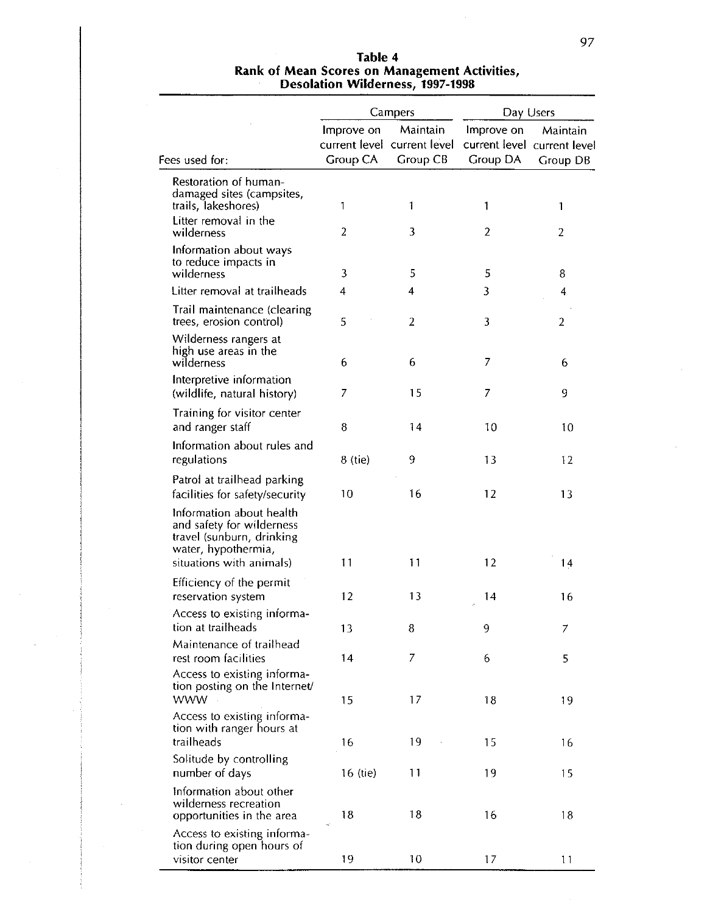**Table 4**
**Rank of Mean Scores on Management Activities, Desolation Wilderness, 1997-1998**

| | Campers | | Day Users | |
|---|---|---|---|---|
| Fees used for: | Improve on current level Group CA | Maintain current level Group CB | Improve on current level Group DA | Maintain current level Group DB |
| Restoration of human-damaged sites (campsites, trails, lakeshores) | 1 | 1 | 1 | 1 |
| Litter removal in the wilderness | 2 | 3 | 2 | 2 |
| Information about ways to reduce impacts in wilderness | 3 | 5 | 5 | 8 |
| Litter removal at trailheads | 4 | 4 | 3 | 4 |
| Trail maintenance (clearing trees, erosion control) | 5 | 2 | 3 | 2 |
| Wilderness rangers at high use areas in the wilderness | 6 | 6 | 7 | 6 |
| Interpretive information (wildlife, natural history) | 7 | 15 | 7 | 9 |
| Training for visitor center and ranger staff | 8 | 14 | 10 | 10 |
| Information about rules and regulations | 8 (tie) | 9 | 13 | 12 |
| Patrol at trailhead parking facilities for safety/security | 10 | 16 | 12 | 13 |
| Information about health and safety for wilderness travel (sunburn, drinking water, hypothermia, situations with animals) | 11 | 11 | 12 | 14 |
| Efficiency of the permit reservation system | 12 | 13 | 14 | 16 |
| Access to existing information at trailheads | 13 | 8 | 9 | 7 |
| Maintenance of trailhead rest room facilities | 14 | 7 | 6 | 5 |
| Access to existing information posting on the Internet/WWW | 15 | 17 | 18 | 19 |
| Access to existing information with ranger hours at trailheads | 16 | 19 | 15 | 16 |
| Solitude by controlling number of days | 16 (tie) | 11 | 19 | 15 |
| Information about other wilderness recreation opportunities in the area | 18 | 18 | 16 | 18 |
| Access to existing information during open hours of visitor center | 19 | 10 | 17 | 11 |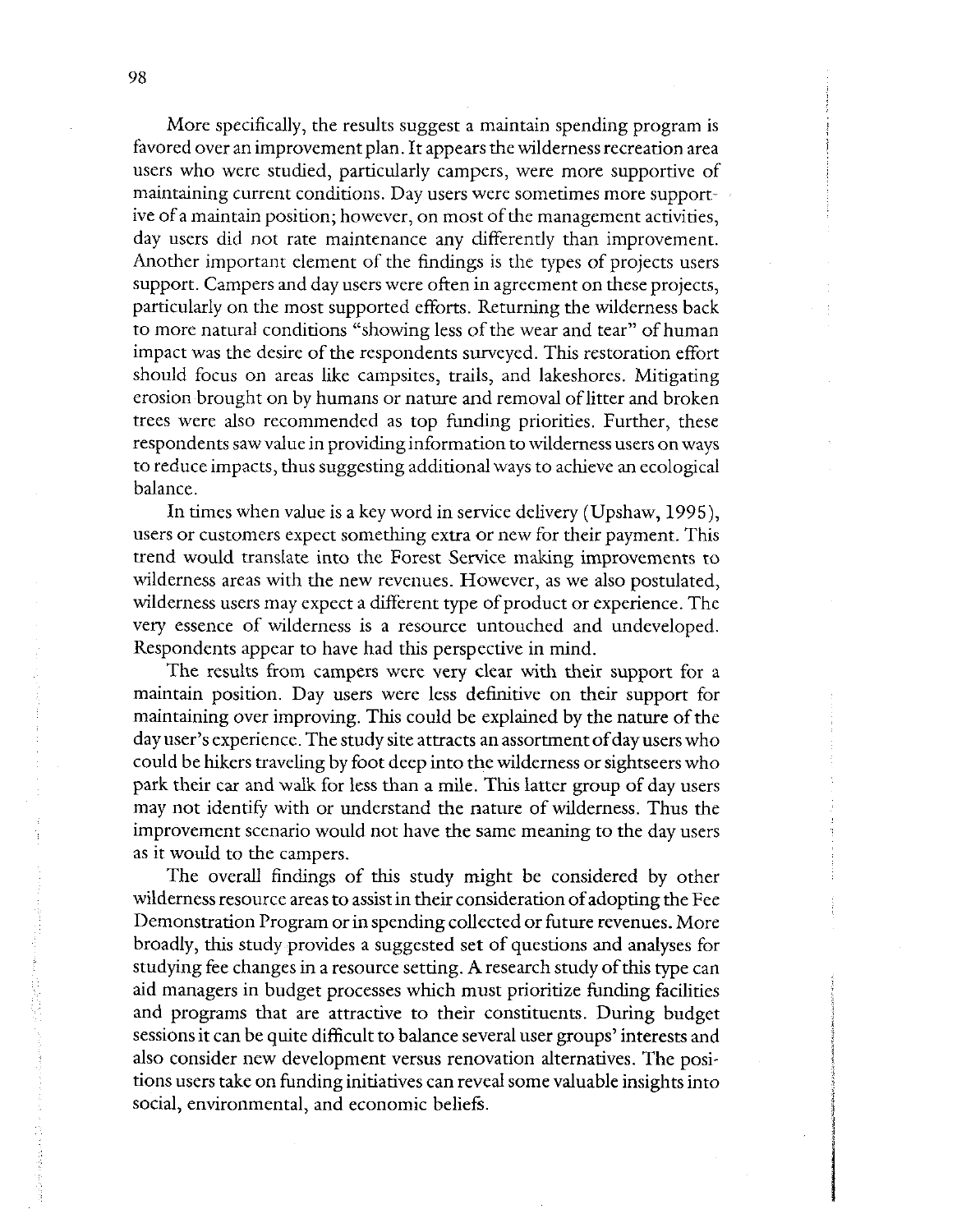More specifically, the results suggest a maintain spending program is favored over an improvement plan. It appears the wilderness recreation area users who were studied, particularly campers, were more supportive of maintaining current conditions. Day users were sometimes more supportive of a maintain position; however, on most of the management activities, day users did not rate maintenance any differently than improvement. Another important element of the findings is the types of projects users support. Campers and day users were often in agreement on these projects, particularly on the most supported efforts. Returning the wilderness back to more natural conditions "showing less of the wear and tear" of human impact was the desire of the respondents surveyed. This restoration effort should focus on areas like campsites, trails, and lakeshores. Mitigating erosion brought on by humans or nature and removal of litter and broken trees were also recommended as top funding priorities. Further, these respondents saw value in providing information to wilderness users on ways to reduce impacts, thus suggesting additional ways to achieve an ecological balance.

In times when value is a key word in service delivery (Upshaw, 1995), users or customers expect something extra or new for their payment. This trend would translate into the Forest Service making improvements to wilderness areas with the new revenues. However, as we also postulated, wilderness users may expect a different type of product or experience. The very essence of wilderness is a resource untouched and undeveloped. Respondents appear to have had this perspective in mind.

The results from campers were very clear with their support for a maintain position. Day users were less definitive on their support for maintaining over improving. This could be explained by the nature of the day user's experience. The study site attracts an assortment of day users who could be hikers traveling by foot deep into the wilderness or sightseers who park their car and walk for less than a mile. This latter group of day users may not identify with or understand the nature of wilderness. Thus the improvement scenario would not have the same meaning to the day users as it would to the campers.

The overall findings of this study might be considered by other wilderness resource areas to assist in their consideration of adopting the Fee Demonstration Program or in spending collected or future revenues. More broadly, this study provides a suggested set of questions and analyses for studying fee changes in a resource setting. A research study of this type can aid managers in budget processes which must prioritize funding facilities and programs that are attractive to their constituents. During budget sessions it can be quite difficult to balance several user groups' interests and also consider new development versus renovation alternatives. The positions users take on funding initiatives can reveal some valuable insights into social, environmental, and economic beliefs.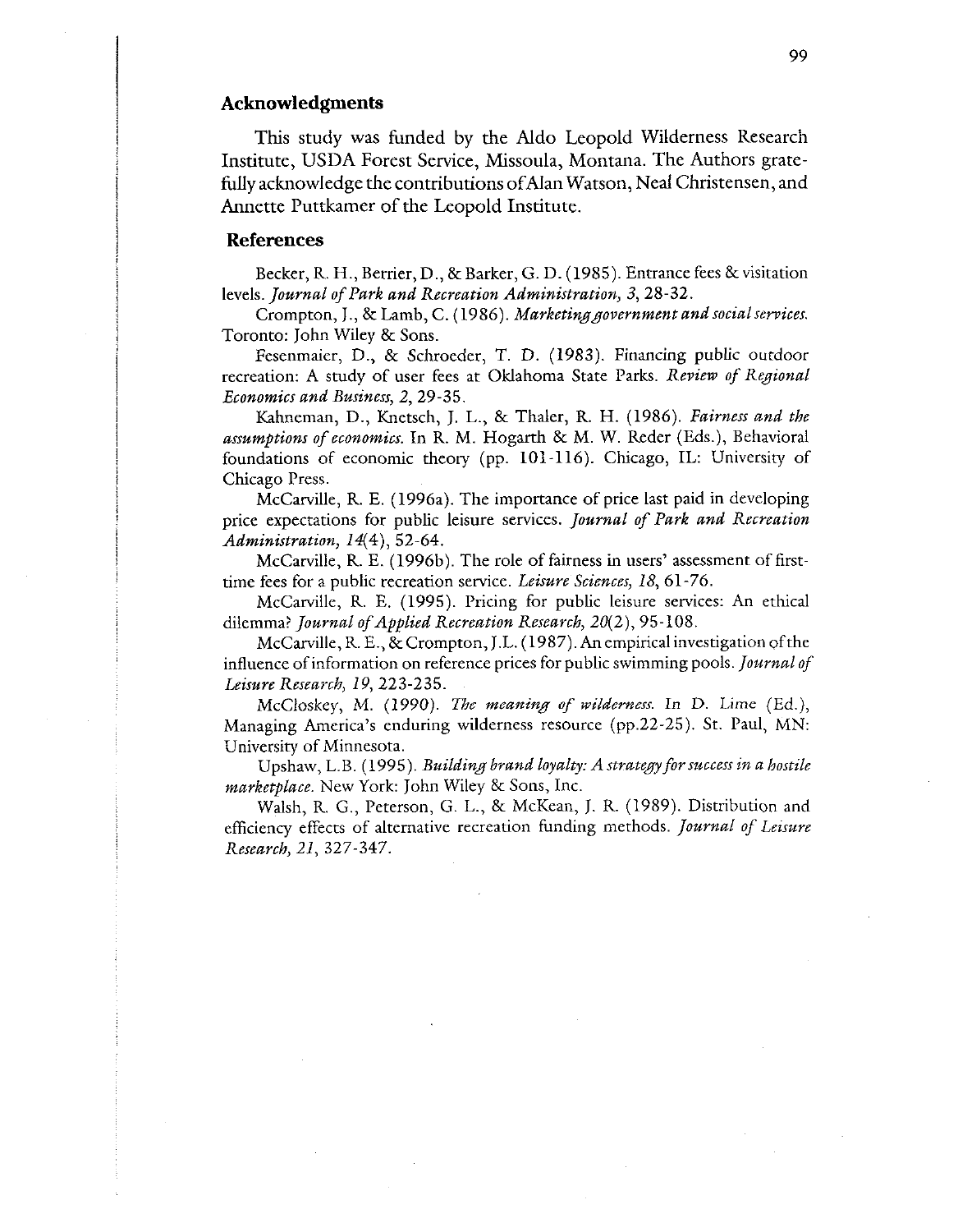## Acknowledgments

This study was funded by the Aldo Leopold Wilderness Research Institute, USDA Forest Service, Missoula, Montana. The Authors gratefully acknowledge the contributions of Alan Watson, Neal Christensen, and Annette Puttkamer of the Leopold Institute.

## References

Becker, R. H., Berrier, D., & Barker, G. D. (1985). Entrance fees & visitation levels. *Journal of Park and Recreation Administration, 3*, 28-32.

Crompton, J., & Lamb, C. (1986). *Marketing government and social services.* Toronto: John Wiley & Sons.

Fesenmaier, D., & Schroeder, T. D. (1983). Financing public outdoor recreation: A study of user fees at Oklahoma State Parks. *Review of Regional Economics and Business, 2*, 29-35.

Kahneman, D., Knetsch, J. L., & Thaler, R. H. (1986). *Fairness and the assumptions of economics.* In R. M. Hogarth & M. W. Reder (Eds.), Behavioral foundations of economic theory (pp. 101-116). Chicago, IL: University of Chicago Press.

McCarville, R. E. (1996a). The importance of price last paid in developing price expectations for public leisure services. *Journal of Park and Recreation Administration, 14*(4), 52-64.

McCarville, R. E. (1996b). The role of fairness in users' assessment of first-time fees for a public recreation service. *Leisure Sciences, 18*, 61-76.

McCarville, R. E. (1995). Pricing for public leisure services: An ethical dilemma? *Journal of Applied Recreation Research, 20*(2), 95-108.

McCarville, R. E., & Crompton, J.L. (1987). An empirical investigation of the influence of information on reference prices for public swimming pools. *Journal of Leisure Research, 19*, 223-235.

McCloskey, M. (1990). *The meaning of wilderness.* In D. Lime (Ed.), Managing America's enduring wilderness resource (pp.22-25). St. Paul, MN: University of Minnesota.

Upshaw, L.B. (1995). *Building brand loyalty: A strategy for success in a hostile marketplace.* New York: John Wiley & Sons, Inc.

Walsh, R. G., Peterson, G. L., & McKean, J. R. (1989). Distribution and efficiency effects of alternative recreation funding methods. *Journal of Leisure Research, 21*, 327-347.